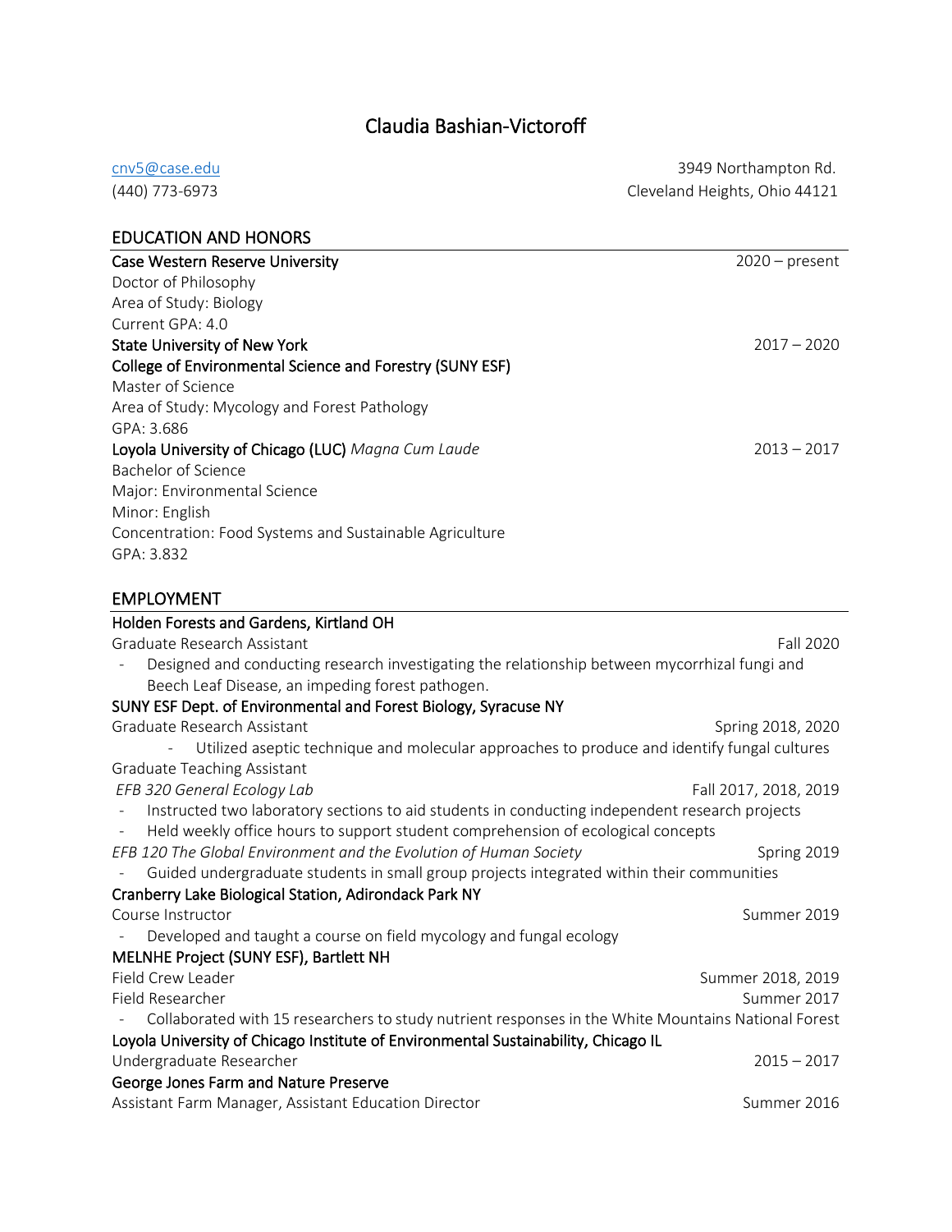# Claudia Bashian-Victoroff

cnv5@case.edu
(440) 773-6973

3949 Northampton Rd.
Cleveland Heights, Ohio 44121

## EDUCATION AND HONORS

**Case Western Reserve University** — 2020 – present
Doctor of Philosophy
Area of Study: Biology
Current GPA: 4.0

**State University of New York College of Environmental Science and Forestry (SUNY ESF)** — 2017 – 2020
Master of Science
Area of Study: Mycology and Forest Pathology
GPA: 3.686

**Loyola University of Chicago (LUC)** *Magna Cum Laude* — 2013 – 2017
Bachelor of Science
Major: Environmental Science
Minor: English
Concentration: Food Systems and Sustainable Agriculture
GPA: 3.832

## EMPLOYMENT

**Holden Forests and Gardens, Kirtland OH**

Graduate Research Assistant — Fall 2020

- Designed and conducting research investigating the relationship between mycorrhizal fungi and Beech Leaf Disease, an impeding forest pathogen.

**SUNY ESF Dept. of Environmental and Forest Biology, Syracuse NY**

Graduate Research Assistant — Spring 2018, 2020

- Utilized aseptic technique and molecular approaches to produce and identify fungal cultures

Graduate Teaching Assistant

*EFB 320 General Ecology Lab* — Fall 2017, 2018, 2019

- Instructed two laboratory sections to aid students in conducting independent research projects
- Held weekly office hours to support student comprehension of ecological concepts

*EFB 120 The Global Environment and the Evolution of Human Society* — Spring 2019

- Guided undergraduate students in small group projects integrated within their communities

**Cranberry Lake Biological Station, Adirondack Park NY**

Course Instructor — Summer 2019

- Developed and taught a course on field mycology and fungal ecology

**MELNHE Project (SUNY ESF), Bartlett NH**

Field Crew Leader — Summer 2018, 2019
Field Researcher — Summer 2017

- Collaborated with 15 researchers to study nutrient responses in the White Mountains National Forest

**Loyola University of Chicago Institute of Environmental Sustainability, Chicago IL**

Undergraduate Researcher — 2015 – 2017

**George Jones Farm and Nature Preserve**

Assistant Farm Manager, Assistant Education Director — Summer 2016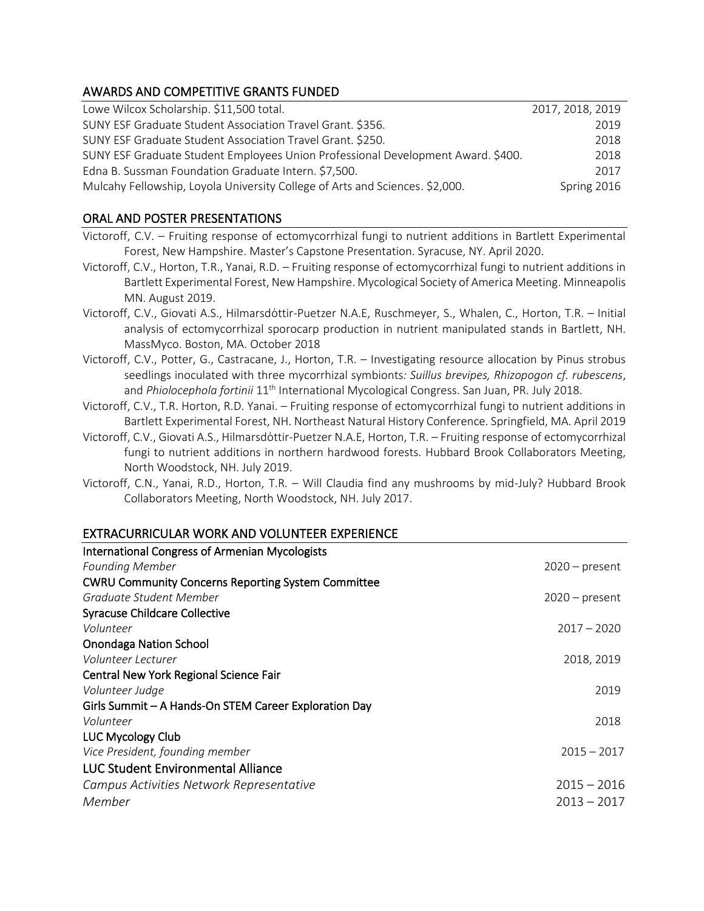## AWARDS AND COMPETITIVE GRANTS FUNDED

| | |
|---|---|
| Lowe Wilcox Scholarship. $11,500 total. | 2017, 2018, 2019 |
| SUNY ESF Graduate Student Association Travel Grant. $356. | 2019 |
| SUNY ESF Graduate Student Association Travel Grant. $250. | 2018 |
| SUNY ESF Graduate Student Employees Union Professional Development Award. $400. | 2018 |
| Edna B. Sussman Foundation Graduate Intern. $7,500. | 2017 |
| Mulcahy Fellowship, Loyola University College of Arts and Sciences. $2,000. | Spring 2016 |

## ORAL AND POSTER PRESENTATIONS

Victoroff, C.V. – Fruiting response of ectomycorrhizal fungi to nutrient additions in Bartlett Experimental Forest, New Hampshire. Master's Capstone Presentation. Syracuse, NY. April 2020.

Victoroff, C.V., Horton, T.R., Yanai, R.D. – Fruiting response of ectomycorrhizal fungi to nutrient additions in Bartlett Experimental Forest, New Hampshire. Mycological Society of America Meeting. Minneapolis MN. August 2019.

Victoroff, C.V., Giovati A.S., Hilmarsdóttir-Puetzer N.A.E, Ruschmeyer, S., Whalen, C., Horton, T.R. – Initial analysis of ectomycorrhizal sporocarp production in nutrient manipulated stands in Bartlett, NH. MassMyco. Boston, MA. October 2018

Victoroff, C.V., Potter, G., Castracane, J., Horton, T.R. – Investigating resource allocation by Pinus strobus seedlings inoculated with three mycorrhizal symbionts*: Suillus brevipes, Rhizopogon cf. rubescens*, and *Phiolocephola fortinii* 11th International Mycological Congress. San Juan, PR. July 2018.

Victoroff, C.V., T.R. Horton, R.D. Yanai. – Fruiting response of ectomycorrhizal fungi to nutrient additions in Bartlett Experimental Forest, NH. Northeast Natural History Conference. Springfield, MA. April 2019

Victoroff, C.V., Giovati A.S., Hilmarsdóttir-Puetzer N.A.E, Horton, T.R. – Fruiting response of ectomycorrhizal fungi to nutrient additions in northern hardwood forests. Hubbard Brook Collaborators Meeting, North Woodstock, NH. July 2019.

Victoroff, C.N., Yanai, R.D., Horton, T.R. – Will Claudia find any mushrooms by mid-July? Hubbard Brook Collaborators Meeting, North Woodstock, NH. July 2017.

## EXTRACURRICULAR WORK AND VOLUNTEER EXPERIENCE

**International Congress of Armenian Mycologists**
*Founding Member* — 2020 – present

**CWRU Community Concerns Reporting System Committee**
*Graduate Student Member* — 2020 – present

**Syracuse Childcare Collective**
*Volunteer* — 2017 – 2020

**Onondaga Nation School**
*Volunteer Lecturer* — 2018, 2019

**Central New York Regional Science Fair**
*Volunteer Judge* — 2019

**Girls Summit – A Hands-On STEM Career Exploration Day**
*Volunteer* — 2018

**LUC Mycology Club**
*Vice President, founding member* — 2015 – 2017

**LUC Student Environmental Alliance**
*Campus Activities Network Representative* — 2015 – 2016
*Member* — 2013 – 2017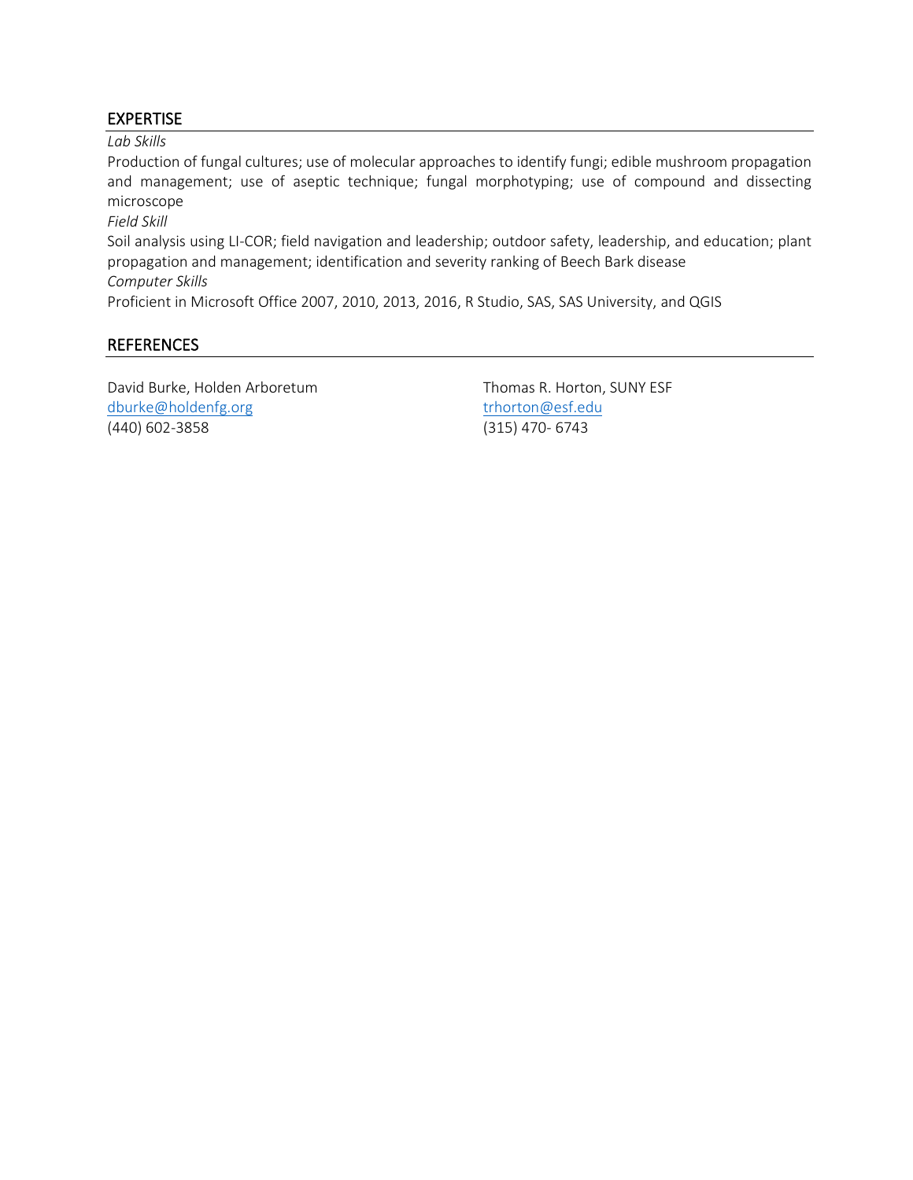## EXPERTISE

*Lab Skills*

Production of fungal cultures; use of molecular approaches to identify fungi; edible mushroom propagation and management; use of aseptic technique; fungal morphotyping; use of compound and dissecting microscope

*Field Skill*

Soil analysis using LI-COR; field navigation and leadership; outdoor safety, leadership, and education; plant propagation and management; identification and severity ranking of Beech Bark disease

*Computer Skills*

Proficient in Microsoft Office 2007, 2010, 2013, 2016, R Studio, SAS, SAS University, and QGIS

## REFERENCES

David Burke, Holden Arboretum
dburke@holdenfg.org
(440) 602-3858

Thomas R. Horton, SUNY ESF
trhorton@esf.edu
(315) 470- 6743